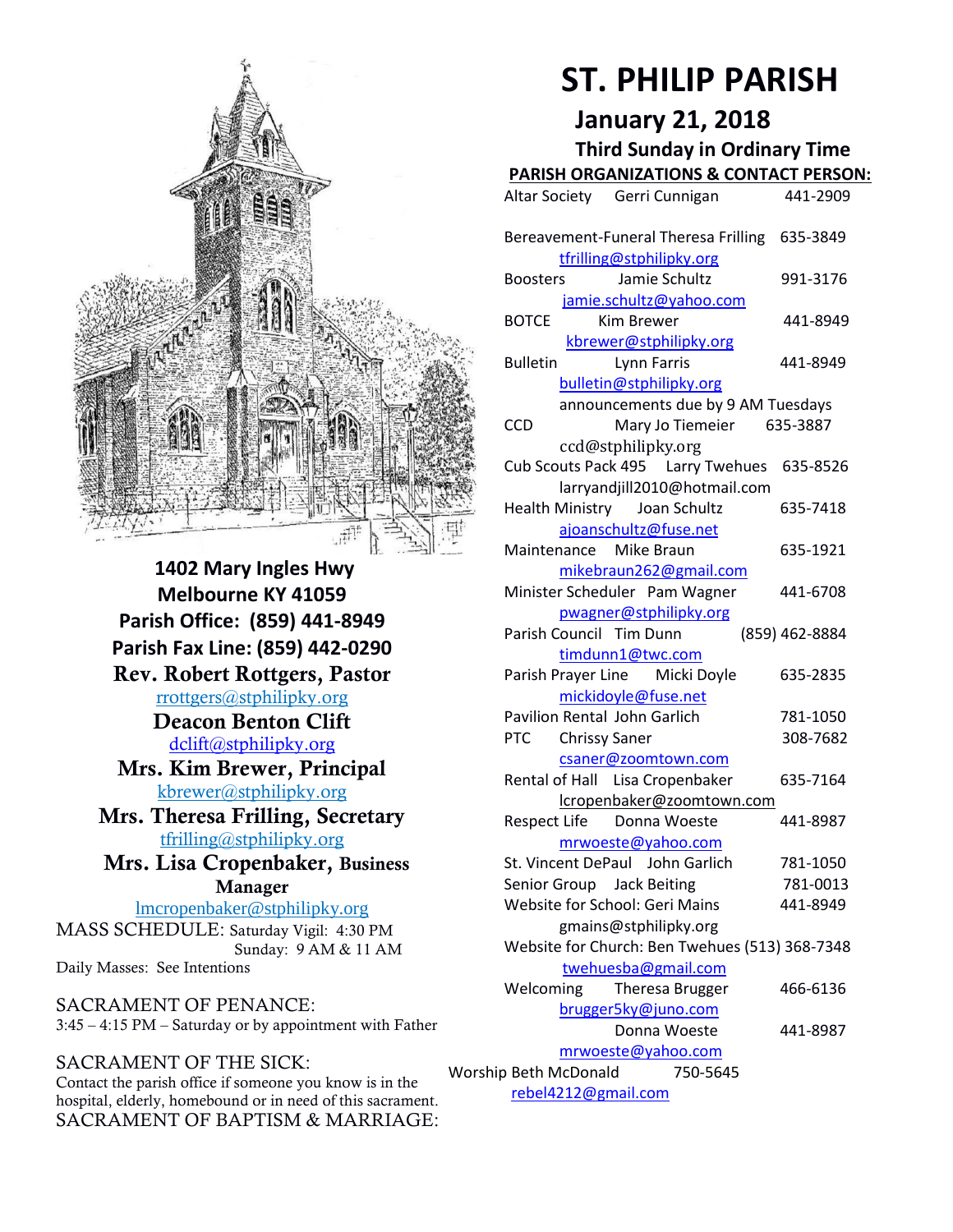# ST. PHILIP PARISH

## January 21, 2018

### Third Sunday in Ordinary Time

**1402 Mary Ingles Hwy**
**Melbourne KY 41059**
**Parish Office: (859) 441-8949**
**Parish Fax Line: (859) 442-0290**

**Rev. Robert Rottgers, Pastor**
rrottgers@stphilipky.org

**Deacon Benton Clift**
dclift@stphilipky.org

**Mrs. Kim Brewer, Principal**
kbrewer@stphilipky.org

**Mrs. Theresa Frilling, Secretary**
tfrilling@stphilipky.org

**Mrs. Lisa Cropenbaker, Business Manager**
lmcropenbaker@stphilipky.org

MASS SCHEDULE: Saturday Vigil: 4:30 PM
Sunday: 9 AM & 11 AM
Daily Masses: See Intentions

SACRAMENT OF PENANCE:
3:45 – 4:15 PM – Saturday or by appointment with Father

SACRAMENT OF THE SICK:
Contact the parish office if someone you know is in the hospital, elderly, homebound or in need of this sacrament.

SACRAMENT OF BAPTISM & MARRIAGE:

**PARISH ORGANIZATIONS & CONTACT PERSON:**

| Organization | Contact | Phone |
|---|---|---|
| Altar Society | Gerri Cunnigan | 441-2909 |
| Bereavement-Funeral | Theresa Frilling (tfrilling@stphilipky.org) | 635-3849 |
| Boosters | Jamie Schultz (jamie.schultz@yahoo.com) | 991-3176 |
| BOTCE | Kim Brewer (kbrewer@stphilipky.org) | 441-8949 |
| Bulletin | Lynn Farris (bulletin@stphilipky.org) announcements due by 9 AM Tuesdays | 441-8949 |
| CCD | Mary Jo Tiemeier (ccd@stphilipky.org) | 635-3887 |
| Cub Scouts Pack 495 | Larry Twehues (larryandjill2010@hotmail.com) | 635-8526 |
| Health Ministry | Joan Schultz (ajoanschultz@fuse.net) | 635-7418 |
| Maintenance | Mike Braun (mikebraun262@gmail.com) | 635-1921 |
| Minister Scheduler | Pam Wagner (pwagner@stphilipky.org) | 441-6708 |
| Parish Council | Tim Dunn (timdunn1@twc.com) | (859) 462-8884 |
| Parish Prayer Line | Micki Doyle (mickidoyle@fuse.net) | 635-2835 |
| Pavilion Rental | John Garlich | 781-1050 |
| PTC | Chrissy Saner (csaner@zoomtown.com) | 308-7682 |
| Rental of Hall | Lisa Cropenbaker (lcropenbaker@zoomtown.com) | 635-7164 |
| Respect Life | Donna Woeste (mrwoeste@yahoo.com) | 441-8987 |
| St. Vincent DePaul | John Garlich | 781-1050 |
| Senior Group | Jack Beiting | 781-0013 |
| Website for School | Geri Mains (gmains@stphilipky.org) | 441-8949 |
| Website for Church | Ben Twehues (twehuesba@gmail.com) | (513) 368-7348 |
| Welcoming | Theresa Brugger (brugger5ky@juno.com) | 466-6136 |
| | Donna Woeste (mrwoeste@yahoo.com) | 441-8987 |
| Worship | Beth McDonald (rebel4212@gmail.com) | 750-5645 |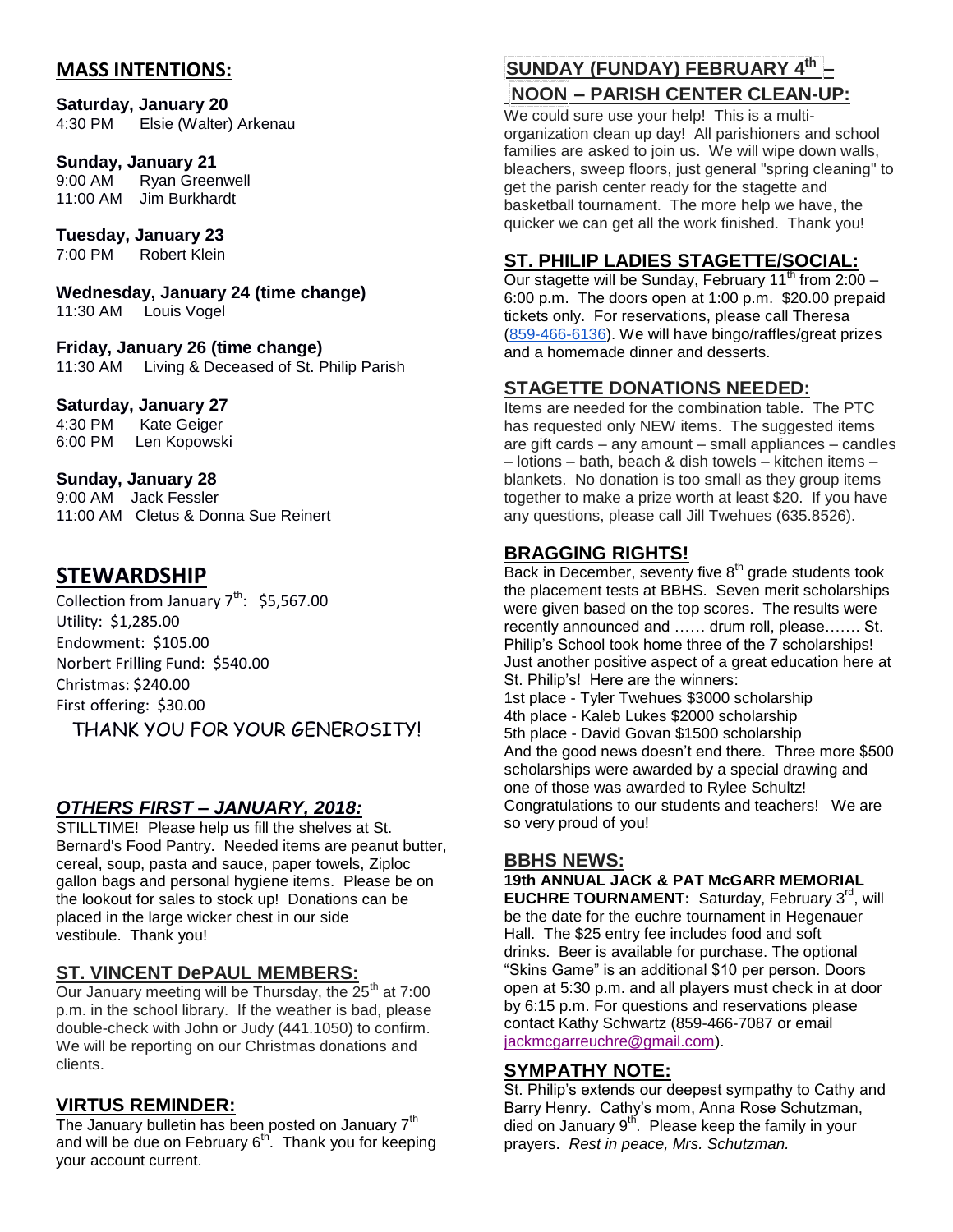## MASS INTENTIONS:

**Saturday, January 20**
4:30 PM Elsie (Walter) Arkenau

**Sunday, January 21**
9:00 AM Ryan Greenwell
11:00 AM Jim Burkhardt

**Tuesday, January 23**
7:00 PM Robert Klein

**Wednesday, January 24 (time change)**
11:30 AM Louis Vogel

**Friday, January 26 (time change)**
11:30 AM Living & Deceased of St. Philip Parish

**Saturday, January 27**
4:30 PM Kate Geiger
6:00 PM Len Kopowski

**Sunday, January 28**
9:00 AM Jack Fessler
11:00 AM Cletus & Donna Sue Reinert

## STEWARDSHIP

Collection from January 7th: $5,567.00
Utility: $1,285.00
Endowment: $105.00
Norbert Frilling Fund: $540.00
Christmas: $240.00
First offering: $30.00

THANK YOU FOR YOUR GENEROSITY!

## *OTHERS FIRST – JANUARY, 2018:*

STILLTIME! Please help us fill the shelves at St. Bernard's Food Pantry. Needed items are peanut butter, cereal, soup, pasta and sauce, paper towels, Ziploc gallon bags and personal hygiene items. Please be on the lookout for sales to stock up! Donations can be placed in the large wicker chest in our side vestibule. Thank you!

## ST. VINCENT DePAUL MEMBERS:

Our January meeting will be Thursday, the 25th at 7:00 p.m. in the school library. If the weather is bad, please double-check with John or Judy (441.1050) to confirm. We will be reporting on our Christmas donations and clients.

## VIRTUS REMINDER:

The January bulletin has been posted on January 7th and will be due on February 6th. Thank you for keeping your account current.

## SUNDAY (FUNDAY) FEBRUARY 4th – NOON – PARISH CENTER CLEAN-UP:

We could sure use your help! This is a multi-organization clean up day! All parishioners and school families are asked to join us. We will wipe down walls, bleachers, sweep floors, just general "spring cleaning" to get the parish center ready for the stagette and basketball tournament. The more help we have, the quicker we can get all the work finished. Thank you!

## ST. PHILIP LADIES STAGETTE/SOCIAL:

Our stagette will be Sunday, February 11th from 2:00 – 6:00 p.m. The doors open at 1:00 p.m. $20.00 prepaid tickets only. For reservations, please call Theresa (859-466-6136). We will have bingo/raffles/great prizes and a homemade dinner and desserts.

## STAGETTE DONATIONS NEEDED:

Items are needed for the combination table. The PTC has requested only NEW items. The suggested items are gift cards – any amount – small appliances – candles – lotions – bath, beach & dish towels – kitchen items – blankets. No donation is too small as they group items together to make a prize worth at least $20. If you have any questions, please call Jill Twehues (635.8526).

## BRAGGING RIGHTS!

Back in December, seventy five 8th grade students took the placement tests at BBHS. Seven merit scholarships were given based on the top scores. The results were recently announced and …… drum roll, please……. St. Philip's School took home three of the 7 scholarships! Just another positive aspect of a great education here at St. Philip's! Here are the winners:
1st place - Tyler Twehues $3000 scholarship
4th place - Kaleb Lukes $2000 scholarship
5th place - David Govan $1500 scholarship
And the good news doesn't end there. Three more $500 scholarships were awarded by a special drawing and one of those was awarded to Rylee Schultz! Congratulations to our students and teachers! We are so very proud of you!

## BBHS NEWS:

**19th ANNUAL JACK & PAT McGARR MEMORIAL EUCHRE TOURNAMENT:** Saturday, February 3rd, will be the date for the euchre tournament in Hegenauer Hall. The $25 entry fee includes food and soft drinks. Beer is available for purchase. The optional "Skins Game" is an additional $10 per person. Doors open at 5:30 p.m. and all players must check in at door by 6:15 p.m. For questions and reservations please contact Kathy Schwartz (859-466-7087 or email jackmcgarreuchre@gmail.com).

## SYMPATHY NOTE:

St. Philip's extends our deepest sympathy to Cathy and Barry Henry. Cathy's mom, Anna Rose Schutzman, died on January 9th. Please keep the family in your prayers. *Rest in peace, Mrs. Schutzman.*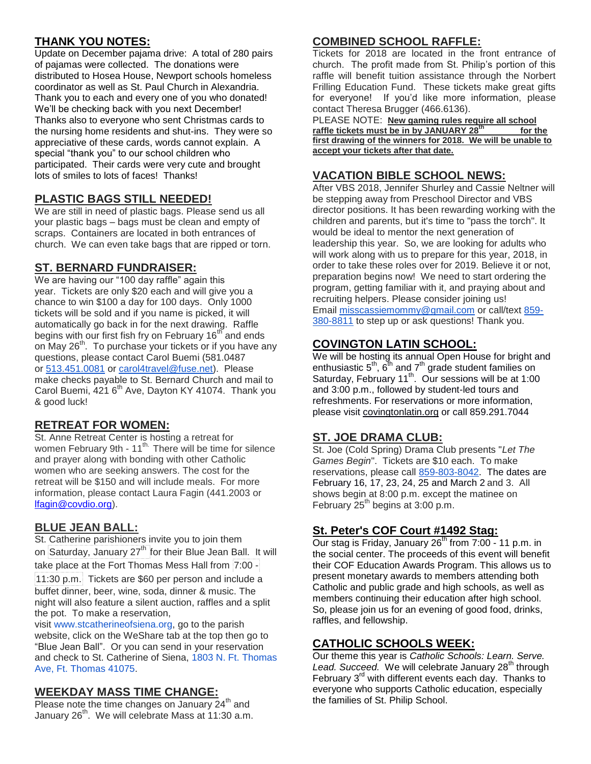## THANK YOU NOTES:

Update on December pajama drive: A total of 280 pairs of pajamas were collected. The donations were distributed to Hosea House, Newport schools homeless coordinator as well as St. Paul Church in Alexandria. Thank you to each and every one of you who donated! We'll be checking back with you next December! Thanks also to everyone who sent Christmas cards to the nursing home residents and shut-ins. They were so appreciative of these cards, words cannot explain. A special "thank you" to our school children who participated. Their cards were very cute and brought lots of smiles to lots of faces! Thanks!

## PLASTIC BAGS STILL NEEDED!

We are still in need of plastic bags. Please send us all your plastic bags – bags must be clean and empty of scraps. Containers are located in both entrances of church. We can even take bags that are ripped or torn.

## ST. BERNARD FUNDRAISER:

We are having our "100 day raffle" again this year. Tickets are only $20 each and will give you a chance to win $100 a day for 100 days. Only 1000 tickets will be sold and if you name is picked, it will automatically go back in for the next drawing. Raffle begins with our first fish fry on February 16th and ends on May 26th. To purchase your tickets or if you have any questions, please contact Carol Buemi (581.0487 or 513.451.0081 or carol4travel@fuse.net). Please make checks payable to St. Bernard Church and mail to Carol Buemi, 421 6th Ave, Dayton KY 41074. Thank you & good luck!

## RETREAT FOR WOMEN:

St. Anne Retreat Center is hosting a retreat for women February 9th - 11th. There will be time for silence and prayer along with bonding with other Catholic women who are seeking answers. The cost for the retreat will be $150 and will include meals. For more information, please contact Laura Fagin (441.2003 or lfagin@covdio.org).

## BLUE JEAN BALL:

St. Catherine parishioners invite you to join them on Saturday, January 27th for their Blue Jean Ball. It will take place at the Fort Thomas Mess Hall from 7:00 - 11:30 p.m. Tickets are $60 per person and include a buffet dinner, beer, wine, soda, dinner & music. The night will also feature a silent auction, raffles and a split the pot. To make a reservation, visit www.stcatherineofsiena.org, go to the parish website, click on the WeShare tab at the top then go to "Blue Jean Ball". Or you can send in your reservation and check to St. Catherine of Siena, 1803 N. Ft. Thomas Ave, Ft. Thomas 41075.

## WEEKDAY MASS TIME CHANGE:

Please note the time changes on January 24th and January 26th. We will celebrate Mass at 11:30 a.m.

## COMBINED SCHOOL RAFFLE:

Tickets for 2018 are located in the front entrance of church. The profit made from St. Philip's portion of this raffle will benefit tuition assistance through the Norbert Frilling Education Fund. These tickets make great gifts for everyone! If you'd like more information, please contact Theresa Brugger (466.6136).

PLEASE NOTE: **New gaming rules require all school raffle tickets must be in by JANUARY 28th for the first drawing of the winners for 2018. We will be unable to accept your tickets after that date.**

## VACATION BIBLE SCHOOL NEWS:

After VBS 2018, Jennifer Shurley and Cassie Neltner will be stepping away from Preschool Director and VBS director positions. It has been rewarding working with the children and parents, but it's time to "pass the torch". It would be ideal to mentor the next generation of leadership this year. So, we are looking for adults who will work along with us to prepare for this year, 2018, in order to take these roles over for 2019. Believe it or not, preparation begins now! We need to start ordering the program, getting familiar with it, and praying about and recruiting helpers. Please consider joining us! Email misscassiemommy@gmail.com or call/text 859-380-8811 to step up or ask questions! Thank you.

## COVINGTON LATIN SCHOOL:

We will be hosting its annual Open House for bright and enthusiastic 5th, 6th and 7th grade student families on Saturday, February 11th. Our sessions will be at 1:00 and 3:00 p.m., followed by student-led tours and refreshments. For reservations or more information, please visit covingtonlatin.org or call 859.291.7044

## ST. JOE DRAMA CLUB:

St. Joe (Cold Spring) Drama Club presents "*Let The Games Begin*". Tickets are $10 each. To make reservations, please call 859-803-8042. The dates are February 16, 17, 23, 24, 25 and March 2 and 3. All shows begin at 8:00 p.m. except the matinee on February 25th begins at 3:00 p.m.

## St. Peter's COF Court #1492 Stag:

Our stag is Friday, January 26th from 7:00 - 11 p.m. in the social center. The proceeds of this event will benefit their COF Education Awards Program. This allows us to present monetary awards to members attending both Catholic and public grade and high schools, as well as members continuing their education after high school. So, please join us for an evening of good food, drinks, raffles, and fellowship.

## CATHOLIC SCHOOLS WEEK:

Our theme this year is *Catholic Schools: Learn. Serve. Lead. Succeed.* We will celebrate January 28th through February 3rd with different events each day. Thanks to everyone who supports Catholic education, especially the families of St. Philip School.